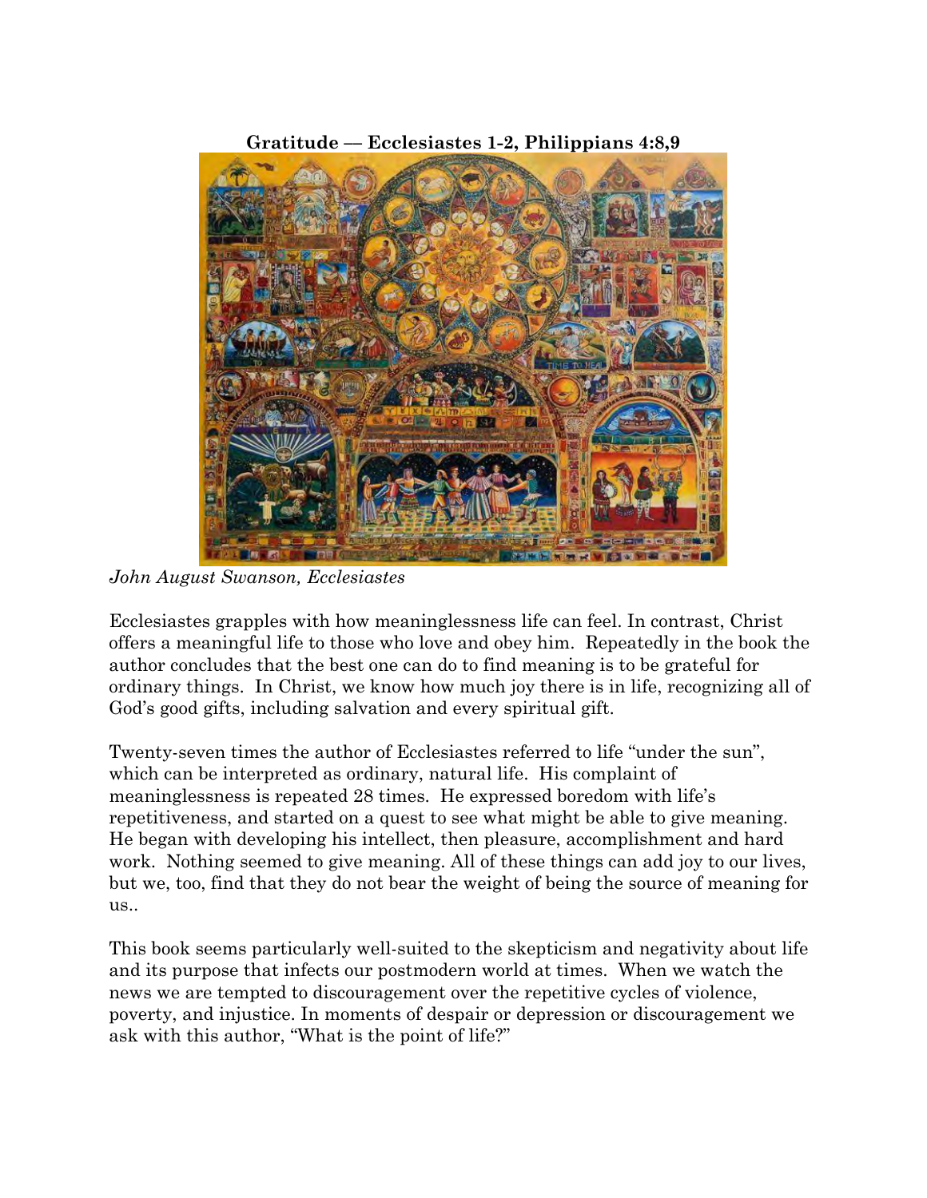**Gratitude — Ecclesiastes 1-2, Philippians 4:8,9**

*John August Swanson, Ecclesiastes*

Ecclesiastes grapples with how meaninglessness life can feel. In contrast, Christ offers a meaningful life to those who love and obey him. Repeatedly in the book the author concludes that the best one can do to find meaning is to be grateful for ordinary things. In Christ, we know how much joy there is in life, recognizing all of God's good gifts, including salvation and every spiritual gift.

Twenty-seven times the author of Ecclesiastes referred to life "under the sun", which can be interpreted as ordinary, natural life. His complaint of meaninglessness is repeated 28 times. He expressed boredom with life's repetitiveness, and started on a quest to see what might be able to give meaning. He began with developing his intellect, then pleasure, accomplishment and hard work. Nothing seemed to give meaning. All of these things can add joy to our lives, but we, too, find that they do not bear the weight of being the source of meaning for us..

This book seems particularly well-suited to the skepticism and negativity about life and its purpose that infects our postmodern world at times. When we watch the news we are tempted to discouragement over the repetitive cycles of violence, poverty, and injustice. In moments of despair or depression or discouragement we ask with this author, "What is the point of life?"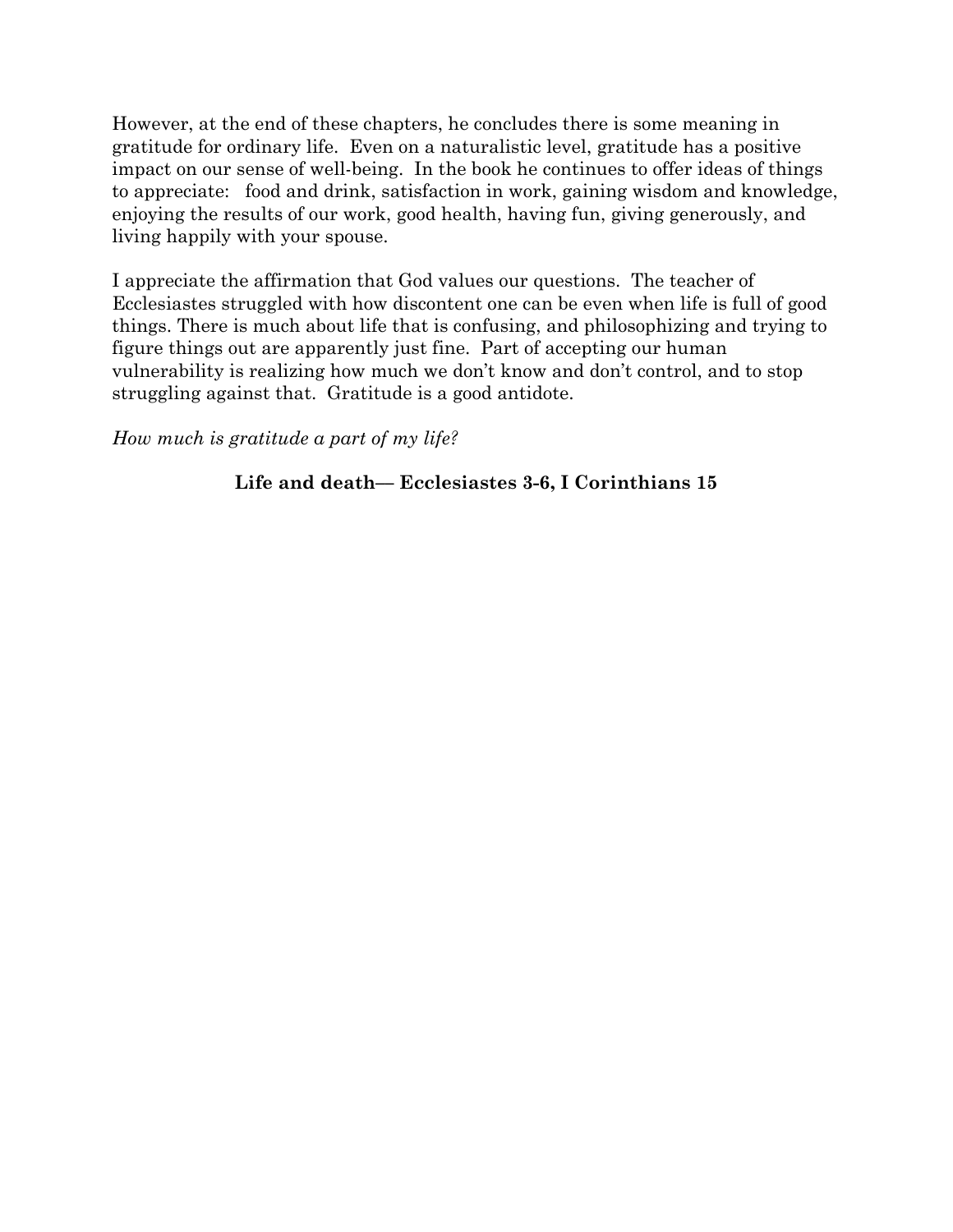However, at the end of these chapters, he concludes there is some meaning in gratitude for ordinary life. Even on a naturalistic level, gratitude has a positive impact on our sense of well-being. In the book he continues to offer ideas of things to appreciate: food and drink, satisfaction in work, gaining wisdom and knowledge, enjoying the results of our work, good health, having fun, giving generously, and living happily with your spouse.

I appreciate the affirmation that God values our questions. The teacher of Ecclesiastes struggled with how discontent one can be even when life is full of good things. There is much about life that is confusing, and philosophizing and trying to figure things out are apparently just fine. Part of accepting our human vulnerability is realizing how much we don't know and don't control, and to stop struggling against that. Gratitude is a good antidote.

*How much is gratitude a part of my life?*

## Life and death— Ecclesiastes 3-6, I Corinthians 15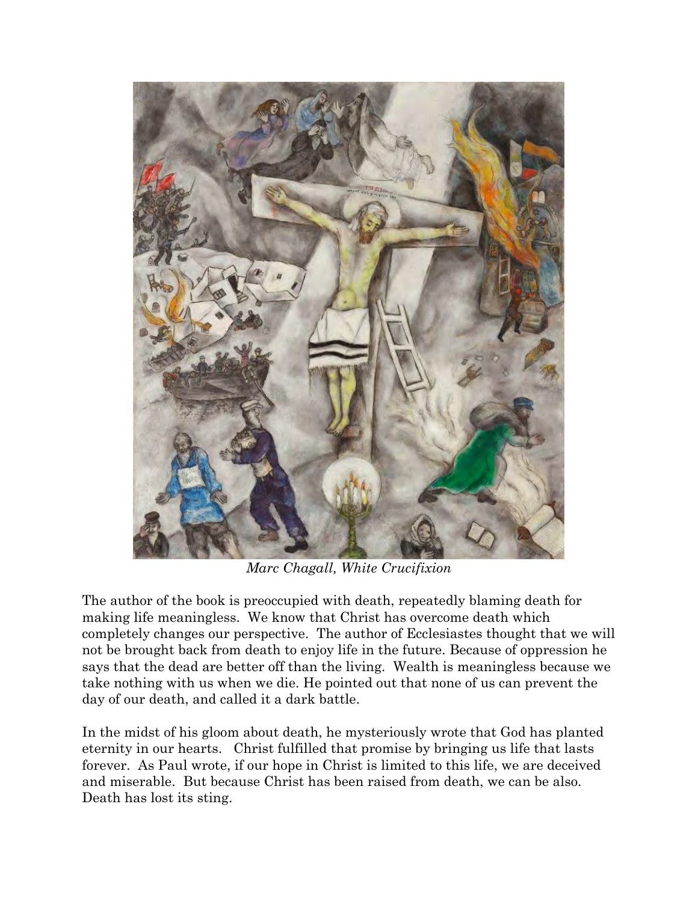*Marc Chagall, White Crucifixion*

The author of the book is preoccupied with death, repeatedly blaming death for making life meaningless. We know that Christ has overcome death which completely changes our perspective. The author of Ecclesiastes thought that we will not be brought back from death to enjoy life in the future. Because of oppression he says that the dead are better off than the living. Wealth is meaningless because we take nothing with us when we die. He pointed out that none of us can prevent the day of our death, and called it a dark battle.

In the midst of his gloom about death, he mysteriously wrote that God has planted eternity in our hearts. Christ fulfilled that promise by bringing us life that lasts forever. As Paul wrote, if our hope in Christ is limited to this life, we are deceived and miserable. But because Christ has been raised from death, we can be also. Death has lost its sting.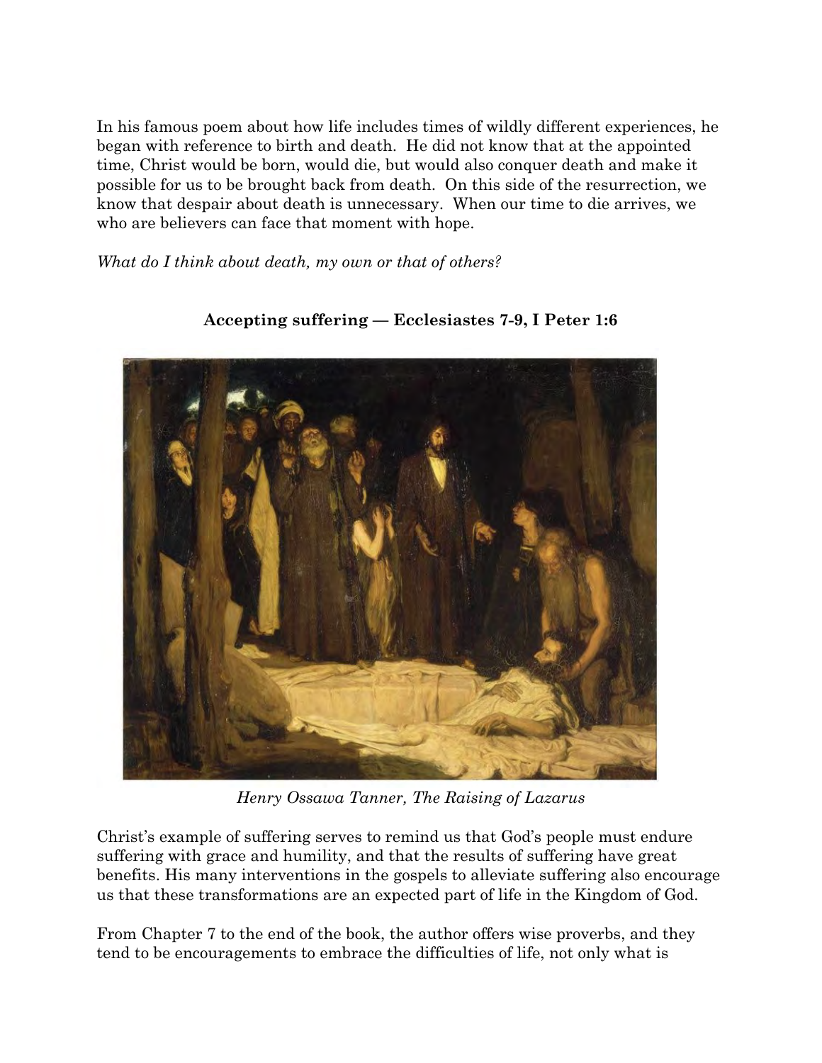In his famous poem about how life includes times of wildly different experiences, he began with reference to birth and death. He did not know that at the appointed time, Christ would be born, would die, but would also conquer death and make it possible for us to be brought back from death. On this side of the resurrection, we know that despair about death is unnecessary. When our time to die arrives, we who are believers can face that moment with hope.

*What do I think about death, my own or that of others?*

### Accepting suffering — Ecclesiastes 7-9, I Peter 1:6

*Henry Ossawa Tanner, The Raising of Lazarus*

Christ's example of suffering serves to remind us that God's people must endure suffering with grace and humility, and that the results of suffering have great benefits. His many interventions in the gospels to alleviate suffering also encourage us that these transformations are an expected part of life in the Kingdom of God.

From Chapter 7 to the end of the book, the author offers wise proverbs, and they tend to be encouragements to embrace the difficulties of life, not only what is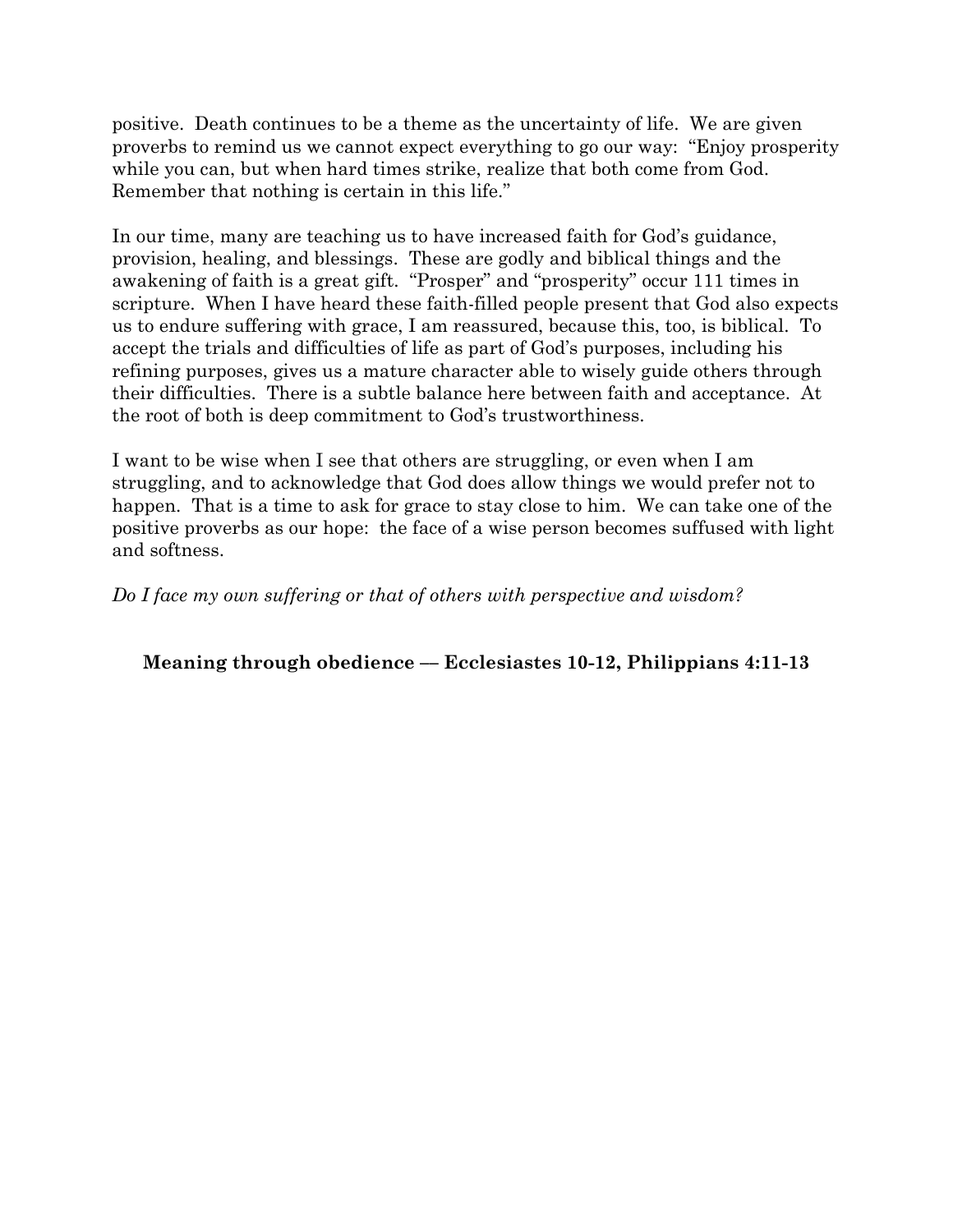positive. Death continues to be a theme as the uncertainty of life. We are given proverbs to remind us we cannot expect everything to go our way: "Enjoy prosperity while you can, but when hard times strike, realize that both come from God. Remember that nothing is certain in this life."

In our time, many are teaching us to have increased faith for God's guidance, provision, healing, and blessings. These are godly and biblical things and the awakening of faith is a great gift. "Prosper" and "prosperity" occur 111 times in scripture. When I have heard these faith-filled people present that God also expects us to endure suffering with grace, I am reassured, because this, too, is biblical. To accept the trials and difficulties of life as part of God's purposes, including his refining purposes, gives us a mature character able to wisely guide others through their difficulties. There is a subtle balance here between faith and acceptance. At the root of both is deep commitment to God's trustworthiness.

I want to be wise when I see that others are struggling, or even when I am struggling, and to acknowledge that God does allow things we would prefer not to happen. That is a time to ask for grace to stay close to him. We can take one of the positive proverbs as our hope: the face of a wise person becomes suffused with light and softness.

*Do I face my own suffering or that of others with perspective and wisdom?*

**Meaning through obedience — Ecclesiastes 10-12, Philippians 4:11-13**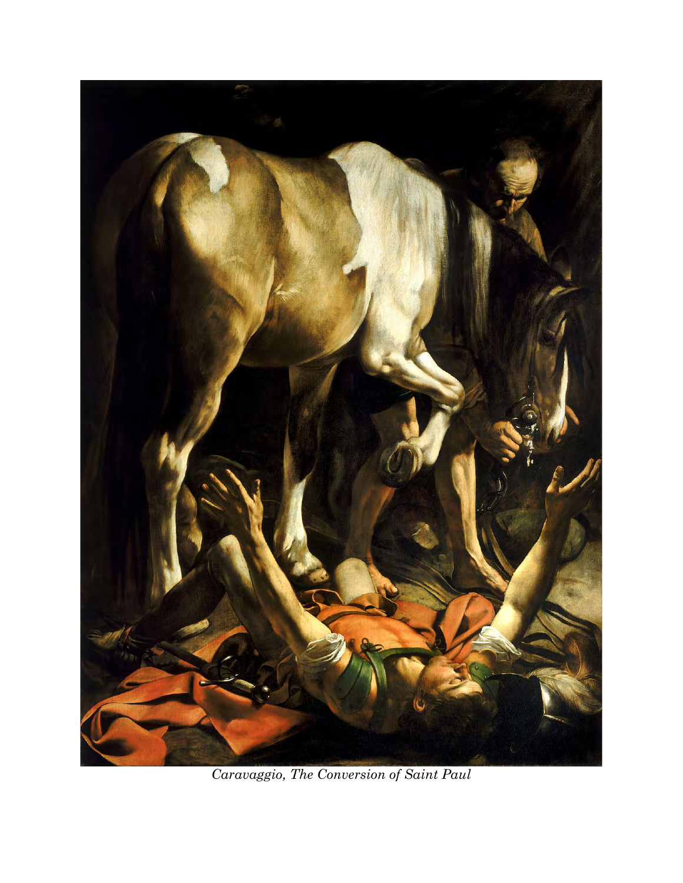*Caravaggio, The Conversion of Saint Paul*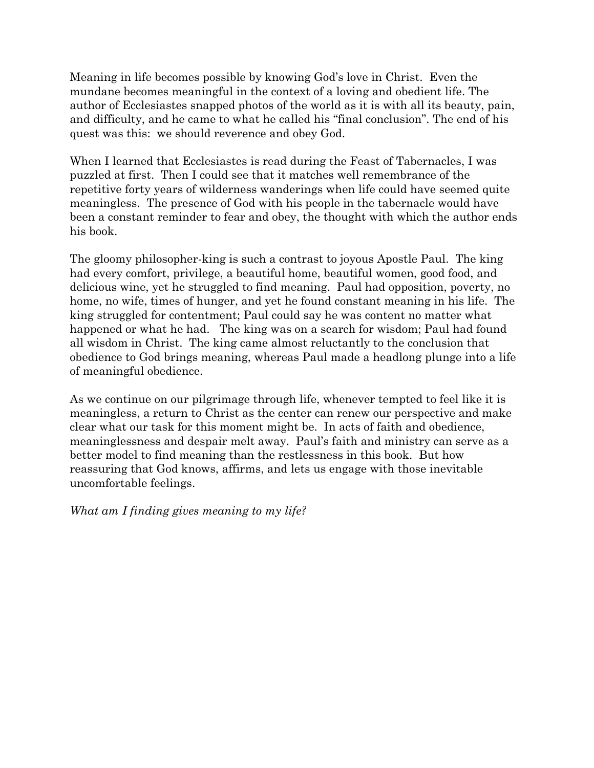Meaning in life becomes possible by knowing God's love in Christ. Even the mundane becomes meaningful in the context of a loving and obedient life. The author of Ecclesiastes snapped photos of the world as it is with all its beauty, pain, and difficulty, and he came to what he called his "final conclusion". The end of his quest was this: we should reverence and obey God.

When I learned that Ecclesiastes is read during the Feast of Tabernacles, I was puzzled at first. Then I could see that it matches well remembrance of the repetitive forty years of wilderness wanderings when life could have seemed quite meaningless. The presence of God with his people in the tabernacle would have been a constant reminder to fear and obey, the thought with which the author ends his book.

The gloomy philosopher-king is such a contrast to joyous Apostle Paul. The king had every comfort, privilege, a beautiful home, beautiful women, good food, and delicious wine, yet he struggled to find meaning. Paul had opposition, poverty, no home, no wife, times of hunger, and yet he found constant meaning in his life. The king struggled for contentment; Paul could say he was content no matter what happened or what he had. The king was on a search for wisdom; Paul had found all wisdom in Christ. The king came almost reluctantly to the conclusion that obedience to God brings meaning, whereas Paul made a headlong plunge into a life of meaningful obedience.

As we continue on our pilgrimage through life, whenever tempted to feel like it is meaningless, a return to Christ as the center can renew our perspective and make clear what our task for this moment might be. In acts of faith and obedience, meaninglessness and despair melt away. Paul's faith and ministry can serve as a better model to find meaning than the restlessness in this book. But how reassuring that God knows, affirms, and lets us engage with those inevitable uncomfortable feelings.

*What am I finding gives meaning to my life?*